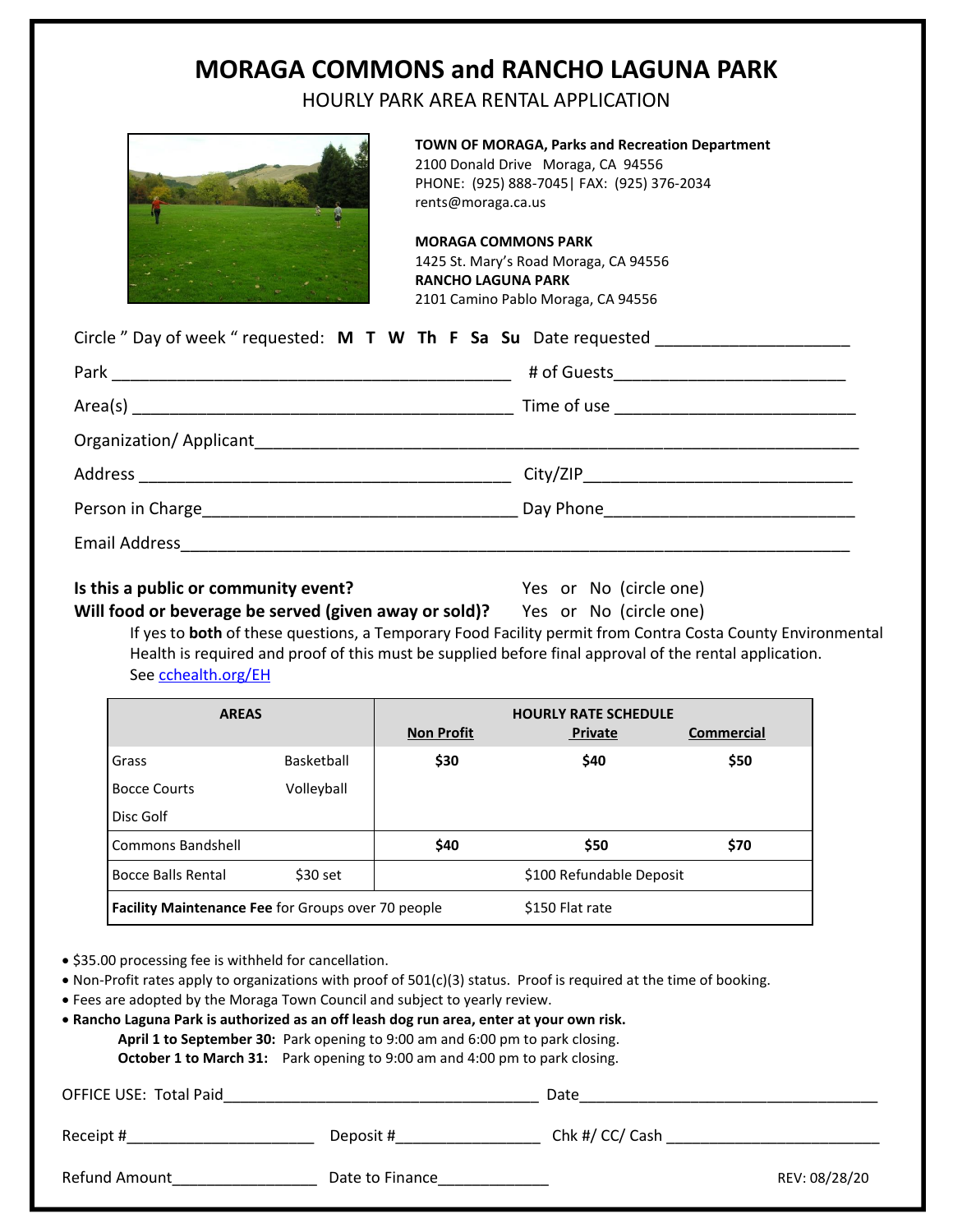# MORAGA COMMONS and RANCHO LAGUNA PARK

HOURLY PARK AREA RENTAL APPLICATION

**TOWN OF MORAGA, Parks and Recreation Department**
2100 Donald Drive Moraga, CA 94556
PHONE: (925) 888-7045| FAX: (925) 376-2034
rents@moraga.ca.us

**MORAGA COMMONS PARK**
1425 St. Mary's Road Moraga, CA 94556
**RANCHO LAGUNA PARK**
2101 Camino Pablo Moraga, CA 94556

Circle " Day of week " requested: **M T W Th F Sa Su** Date requested ____________________

Park ________________________________________ # of Guests______________________

Area(s) ______________________________________ Time of use ______________________

Organization/ Applicant____________________________________________________________

Address _____________________________________ City/ZIP__________________________

Person in Charge_______________________________ Day Phone_______________________

Email Address_____________________________________________________________________

**Is this a public or community event?** Yes or No (circle one)

**Will food or beverage be served (given away or sold)?** Yes or No (circle one)

If yes to **both** of these questions, a Temporary Food Facility permit from Contra Costa County Environmental Health is required and proof of this must be supplied before final approval of the rental application. See cchealth.org/EH

| AREAS | | HOURLY RATE SCHEDULE | | |
|---|---|---|---|---|
| | | **Non Profit** | **Private** | **Commercial** |
| Grass | Basketball | **$30** | **$40** | **$50** |
| Bocce Courts | Volleyball | | | |
| Disc Golf | | | | |
| Commons Bandshell | | **$40** | **$50** | **$70** |
| Bocce Balls Rental | $30 set | | $100 Refundable Deposit | |
| **Facility Maintenance Fee** for Groups over 70 people | | | $150 Flat rate | |

- $35.00 processing fee is withheld for cancellation.
- Non-Profit rates apply to organizations with proof of 501(c)(3) status. Proof is required at the time of booking.
- Fees are adopted by the Moraga Town Council and subject to yearly review.
- **Rancho Laguna Park is authorized as an off leash dog run area, enter at your own risk.**
  - **April 1 to September 30:** Park opening to 9:00 am and 6:00 pm to park closing.
  - **October 1 to March 31:** Park opening to 9:00 am and 4:00 pm to park closing.

OFFICE USE: Total Paid__________________________________ Date________________________________

Receipt #_____________________ Deposit #________________ Chk #/ CC/ Cash ________________________

Refund Amount_________________ Date to Finance_____________

REV: 08/28/20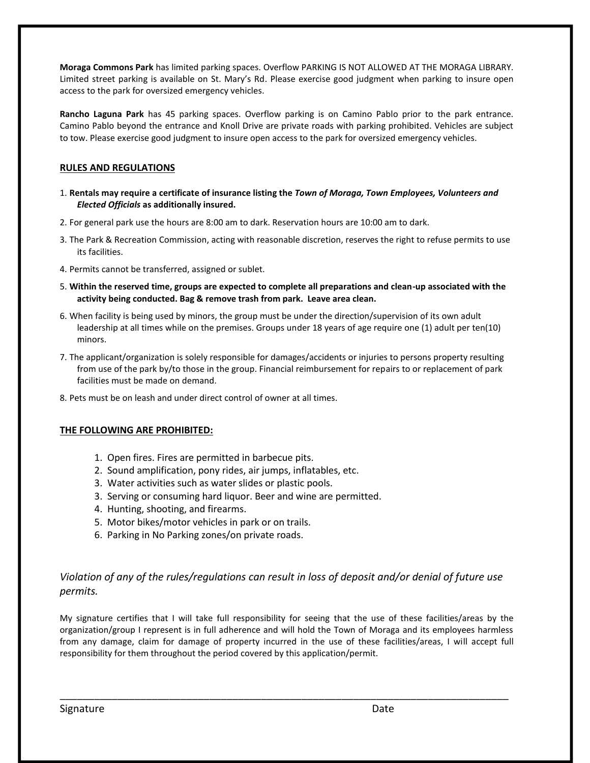**Moraga Commons Park** has limited parking spaces. Overflow PARKING IS NOT ALLOWED AT THE MORAGA LIBRARY. Limited street parking is available on St. Mary's Rd. Please exercise good judgment when parking to insure open access to the park for oversized emergency vehicles.

**Rancho Laguna Park** has 45 parking spaces. Overflow parking is on Camino Pablo prior to the park entrance. Camino Pablo beyond the entrance and Knoll Drive are private roads with parking prohibited. Vehicles are subject to tow. Please exercise good judgment to insure open access to the park for oversized emergency vehicles.

## RULES AND REGULATIONS

1. **Rentals may require a certificate of insurance listing the *Town of Moraga, Town Employees, Volunteers and Elected Officials* as additionally insured.**
2. For general park use the hours are 8:00 am to dark. Reservation hours are 10:00 am to dark.
3. The Park & Recreation Commission, acting with reasonable discretion, reserves the right to refuse permits to use its facilities.
4. Permits cannot be transferred, assigned or sublet.
5. **Within the reserved time, groups are expected to complete all preparations and clean-up associated with the activity being conducted. Bag & remove trash from park. Leave area clean.**
6. When facility is being used by minors, the group must be under the direction/supervision of its own adult leadership at all times while on the premises. Groups under 18 years of age require one (1) adult per ten(10) minors.
7. The applicant/organization is solely responsible for damages/accidents or injuries to persons property resulting from use of the park by/to those in the group. Financial reimbursement for repairs to or replacement of park facilities must be made on demand.
8. Pets must be on leash and under direct control of owner at all times.

## THE FOLLOWING ARE PROHIBITED:

1. Open fires. Fires are permitted in barbecue pits.
2. Sound amplification, pony rides, air jumps, inflatables, etc.
3. Water activities such as water slides or plastic pools.
3. Serving or consuming hard liquor. Beer and wine are permitted.
4. Hunting, shooting, and firearms.
5. Motor bikes/motor vehicles in park or on trails.
6. Parking in No Parking zones/on private roads.

*Violation of any of the rules/regulations can result in loss of deposit and/or denial of future use permits.*

My signature certifies that I will take full responsibility for seeing that the use of these facilities/areas by the organization/group I represent is in full adherence and will hold the Town of Moraga and its employees harmless from any damage, claim for damage of property incurred in the use of these facilities/areas, I will accept full responsibility for them throughout the period covered by this application/permit.

\_\_\_\_\_\_\_\_\_\_\_\_\_\_\_\_\_\_\_\_\_\_\_\_\_\_\_\_\_\_\_\_\_\_\_\_\_\_\_\_\_\_\_\_\_\_\_\_\_\_\_\_\_\_\_\_\_\_\_\_\_\_\_\_\_\_\_\_\_\_\_\_\_\_\_\_

Signature Date